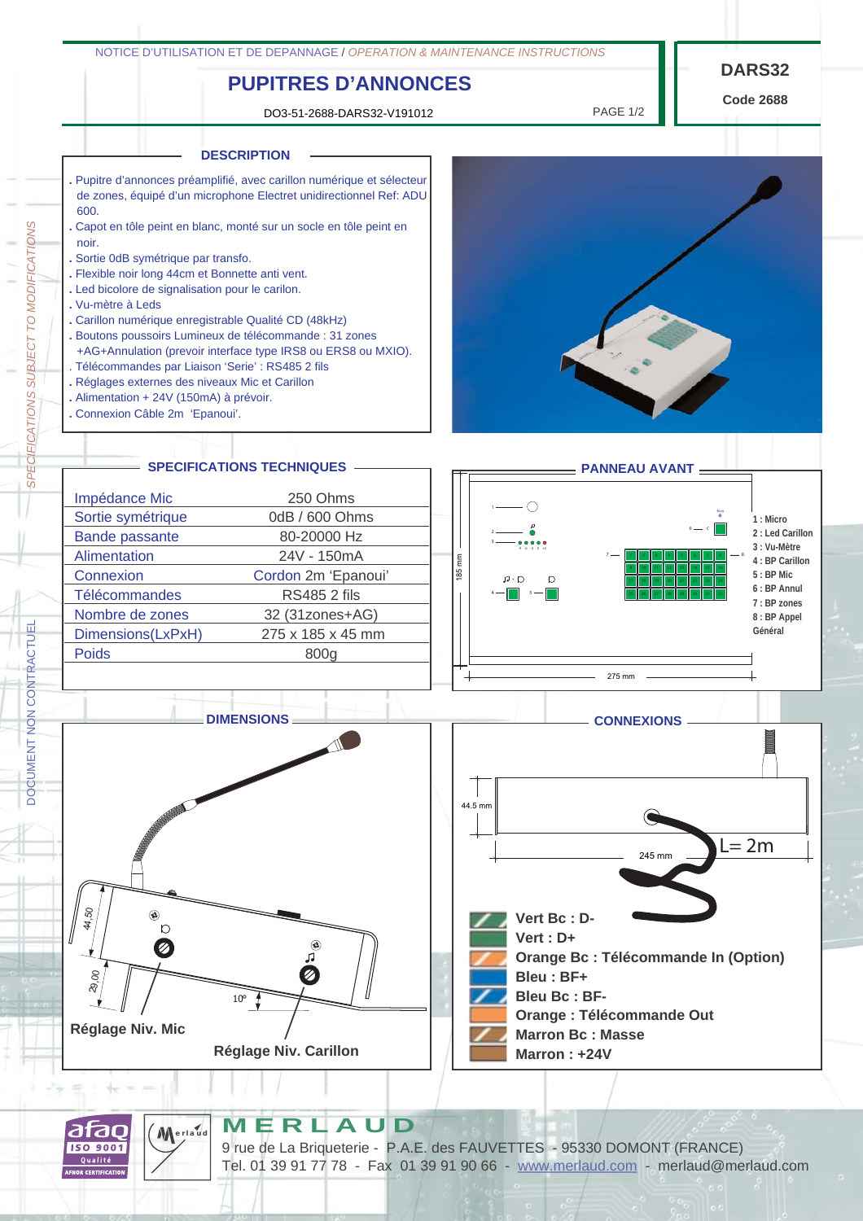NOTICE D'UTILISATION ET DE DEPANNAGE / *OPERATION & MAINTENANCE INSTRUCTIONS*

# PUPITRES D'ANNONCES

DO3-51-2688-DARS32-V191012

**DARS32**

**Code 2688**

## DESCRIPTION

- Pupitre d'annonces préamplifié, avec carillon numérique et sélecteur de zones, équipé d'un microphone Electret unidirectionnel Ref: ADU 600.
- Capot en tôle peint en blanc, monté sur un socle en tôle peint en noir.
- Sortie 0dB symétrique par transfo.
- Flexible noir long 44cm et Bonnette anti vent.
- Led bicolore de signalisation pour le carilon.
- Vu-mètre à Leds
- Carillon numérique enregistrable Qualité CD (48kHz)
- Boutons poussoirs Lumineux de télécommande : 31 zones +AG+Annulation (prevoir interface type IRS8 ou ERS8 ou MXIO).
- Télécommandes par Liaison 'Serie' : RS485 2 fils
- Réglages externes des niveaux Mic et Carillon
- Alimentation + 24V (150mA) à prévoir.
- Connexion Câble 2m 'Epanoui'.

## SPECIFICATIONS TECHNIQUES

| | |
|---|---|
| Impédance Mic | 250 Ohms |
| Sortie symétrique | 0dB / 600 Ohms |
| Bande passante | 80-20000 Hz |
| Alimentation | 24V - 150mA |
| Connexion | Cordon 2m 'Epanoui' |
| Télécommandes | RS485 2 fils |
| Nombre de zones | 32 (31zones+AG) |
| Dimensions(LxPxH) | 275 x 185 x 45 mm |
| Poids | 800g |

## PANNEAU AVANT

185 mm — 275 mm

- 1 : Micro
- 2 : Led Carillon
- 3 : Vu-Mètre
- 4 : BP Carillon
- 5 : BP Mic
- 6 : BP Annul
- 7 : BP zones
- 8 : BP Appel Général

## DIMENSIONS

44.50 — 29,00 — 10°

Réglage Niv. Mic

Réglage Niv. Carillon

## CONNEXIONS

44.5 mm — 245 mm — L= 2m

- **Vert Bc : D-**
- **Vert : D+**
- **Orange Bc : Télécommande In (Option)**
- **Bleu : BF+**
- **Bleu Bc : BF-**
- **Orange : Télécommande Out**
- **Marron Bc : Masse**
- **Marron : +24V**

*SPECIFICATIONS SUBJECT TO MODIFICATIONS* — DOCUMENT NON CONTRACTUEL

**MERLAUD**

9 rue de La Briqueterie - P.A.E. des FAUVETTES - 95330 DOMONT (FRANCE)

Tel. 01 39 91 77 78 - Fax 01 39 91 90 66 - www.merlaud.com - merlaud@merlaud.com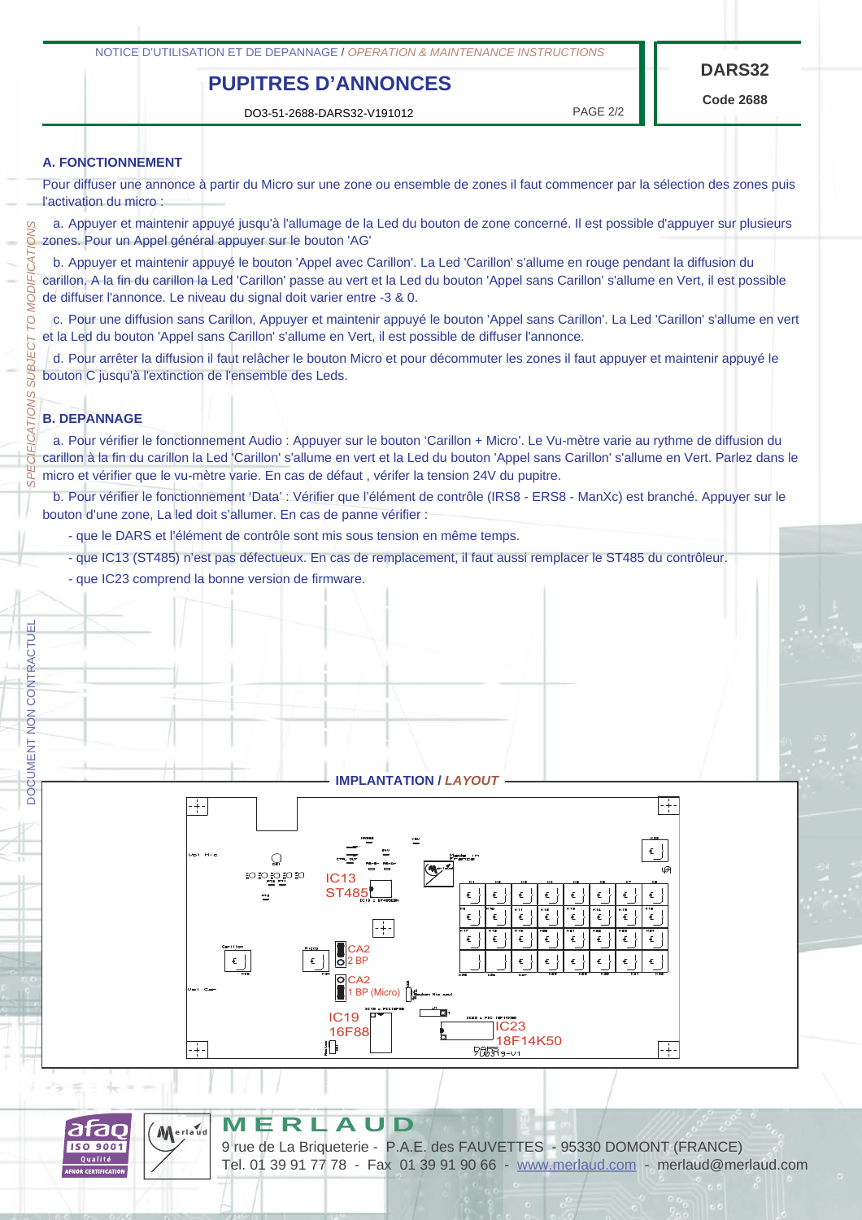## A. FONCTIONNEMENT

Pour diffuser une annonce à partir du Micro sur une zone ou ensemble de zones il faut commencer par la sélection des zones puis l'activation du micro :

a. Appuyer et maintenir appuyé jusqu'à l'allumage de la Led du bouton de zone concerné. Il est possible d'appuyer sur plusieurs zones. Pour un Appel général appuyer sur le bouton 'AG'

b. Appuyer et maintenir appuyé le bouton 'Appel avec Carillon'. La Led 'Carillon' s'allume en rouge pendant la diffusion du carillon, A la fin du carillon la Led 'Carillon' passe au vert et la Led du bouton 'Appel sans Carillon' s'allume en Vert, il est possible de diffuser l'annonce. Le niveau du signal doit varier entre -3 & 0.

c. Pour une diffusion sans Carillon, Appuyer et maintenir appuyé le bouton 'Appel sans Carillon'. La Led 'Carillon' s'allume en vert et la Led du bouton 'Appel sans Carillon' s'allume en Vert, il est possible de diffuser l'annonce.

d. Pour arrêter la diffusion il faut relâcher le bouton Micro et pour décommuter les zones il faut appuyer et maintenir appuyé le bouton C jusqu'à l'extinction de l'ensemble des Leds.

## B. DEPANNAGE

a. Pour vérifier le fonctionnement Audio : Appuyer sur le bouton 'Carillon + Micro'. Le Vu-mètre varie au rythme de diffusion du carillon à la fin du carillon la Led 'Carillon' s'allume en vert et la Led du bouton 'Appel sans Carillon' s'allume en Vert. Parlez dans le micro et vérifier que le vu-mètre varie. En cas de défaut , vérifer la tension 24V du pupitre.

b. Pour vérifier le fonctionnement 'Data' : Vérifier que l'élément de contrôle (IRS8 - ERS8 - ManXc) est branché. Appuyer sur le bouton d'une zone, La led doit s'allumer. En cas de panne vérifier :

- que le DARS et l'élément de contrôle sont mis sous tension en même temps.
- que IC13 (ST485) n'est pas défectueux. En cas de remplacement, il faut aussi remplacer le ST485 du contrôleur.
- que IC23 comprend la bonne version de firmware.

**IMPLANTATION / *LAYOUT***

IC13 ST485 — CA2 2 BP — CA2 1 BP (Micro) — IC19 16F88 — IC23 18F14K50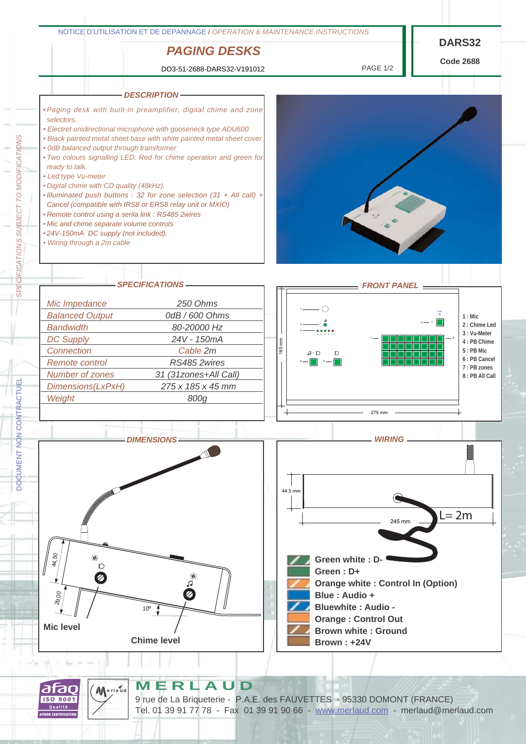NOTICE D'UTILISATION ET DE DEPANNAGE / *OPERATION & MAINTENANCE INSTRUCTIONS*

# *PAGING DESKS*

DO3-51-2688-DARS32-V191012

PAGE 1/2

**DARS32**

**Code 2688**

## *DESCRIPTION*

- *Paging desk with built-in preamplifier, digital chime and zone selectors.*
- *Electret unidirectional microphone with gooseneck type ADU600*
- *Black painted metal sheet base with white painted metal sheet cover*
- *0dB balanced output through transformer*
- *Two colours signalling LED: Red for chime operation and green for ready to talk.*
- *Led type Vu-meter*
- *Digital chime with CD quality (48kHz).*
- *Illuminated push buttons : 32 for zone selection (31 + All call) + Cancel (compatible with IRS8 or ERS8 relay unit or MXIO)*
- *Remote control using a serila link : RS485 2wires*
- *Mic and chime separate volume controls*
- *24V-150mA DC supply (not included).*
- *Wiring through a 2m cable*

## *SPECIFICATIONS*

| | |
|---|---|
| *Mic Impedance* | *250 Ohms* |
| *Balanced Output* | *0dB / 600 Ohms* |
| *Bandwidth* | *80-20000 Hz* |
| *DC Supply* | *24V - 150mA* |
| *Connection* | *Cable 2m* |
| *Remote control* | *RS485 2wires* |
| *Number of zones* | *31 (31zones+All Call)* |
| *Dimensions(LxPxH)* | *275 x 185 x 45 mm* |
| *Weight* | *800g* |

## *FRONT PANEL*

185 mm

275 mm

**1 : Mic**
**2 : Chime Led**
**3 : Vu-Meter**
**4 : PB Chime**
**5 : PB Mic**
**6 : PB Cancel**
**7 : PB zones**
**8 : PB All Call**

## *DIMENSIONS*

44,50

29,00

10°

**Mic level**

**Chime level**

## *WIRING*

44.5 mm

245 mm

L= 2m

**Green white : D-**
**Green : D+**
**Orange white : Control In (Option)**
**Blue : Audio +**
**Bluewhite : Audio -**
**Orange : Control Out**
**Brown white : Ground**
**Brown : +24V**

SPECIFICATIONS SUBJECT TO MODIFICATIONS

DOCUMENT NON CONTRACTUEL

afaq ISO 9001 Qualité AFNOR CERTIFICATION

**MERLAUD**

9 rue de La Briqueterie - P.A.E. des FAUVETTES - 95330 DOMONT (FRANCE)
Tel. 01 39 91 77 78 - Fax 01 39 91 90 66 - www.merlaud.com - merlaud@merlaud.com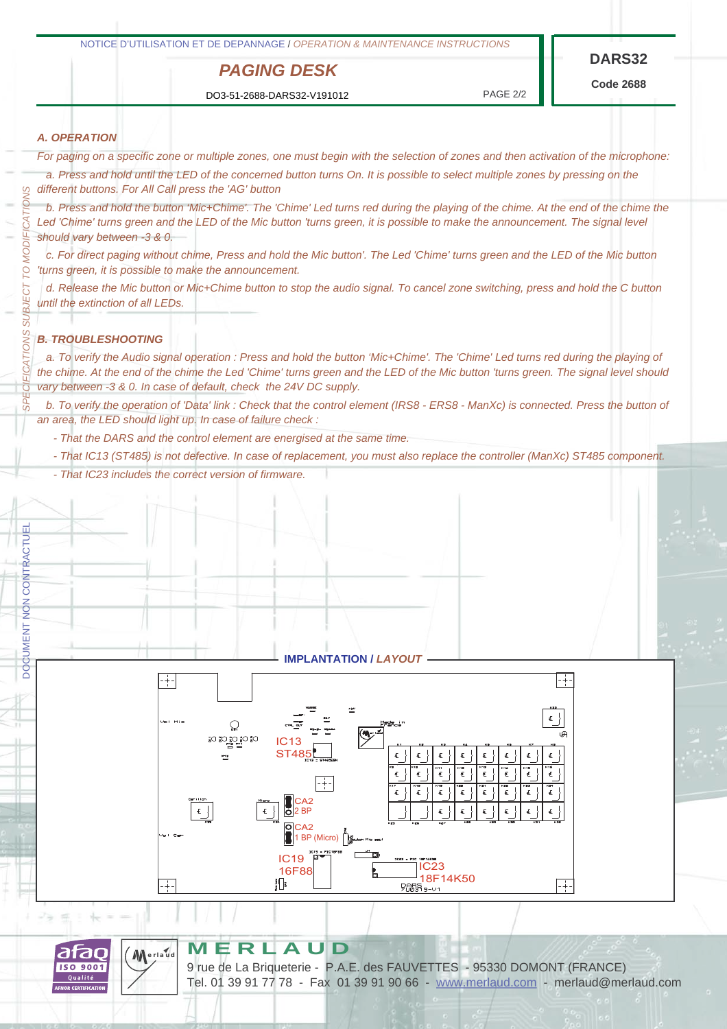NOTICE D'UTILISATION ET DE DEPANNAGE / *OPERATION & MAINTENANCE INSTRUCTIONS*

## *PAGING DESK*

DO3-51-2688-DARS32-V191012

**DARS32**

**Code 2688**

### *A. OPERATION*

*For paging on a specific zone or multiple zones, one must begin with the selection of zones and then activation of the microphone:*

*a. Press and hold until the LED of the concerned button turns On. It is possible to select multiple zones by pressing on the different buttons. For All Call press the 'AG' button*

*b. Press and hold the button 'Mic+Chime'. The 'Chime' Led turns red during the playing of the chime. At the end of the chime the Led 'Chime' turns green and the LED of the Mic button 'turns green, it is possible to make the announcement. The signal level should vary between -3 & 0.*

*c. For direct paging without chime, Press and hold the Mic button'. The Led 'Chime' turns green and the LED of the Mic button 'turns green, it is possible to make the announcement.*

*d. Release the Mic button or Mic+Chime button to stop the audio signal. To cancel zone switching, press and hold the C button until the extinction of all LEDs.*

### *B. TROUBLESHOOTING*

*a. To verify the Audio signal operation : Press and hold the button 'Mic+Chime'. The 'Chime' Led turns red during the playing of the chime. At the end of the chime the Led 'Chime' turns green and the LED of the Mic button 'turns green. The signal level should vary between -3 & 0. In case of default, check the 24V DC supply.*

*b. To verify the operation of 'Data' link : Check that the control element (IRS8 - ERS8 - ManXc) is connected. Press the button of an area, the LED should light up. In case of failure check :*

*- That the DARS and the control element are energised at the same time.*

*- That IC13 (ST485) is not defective. In case of replacement, you must also replace the controller (ManXc) ST485 component.*

*- That IC23 includes the correct version of firmware.*

**IMPLANTATION /** ***LAYOUT***

IC13
ST485

CA2
2 BP

CA2
1 BP (Micro)

IC19
16F88

IC23
18F14K50

SPECIFICATIONS SUBJECT TO MODIFICATIONS

DOCUMENT NON CONTRACTUEL

**MERLAUD**

9 rue de La Briqueterie - P.A.E. des FAUVETTES - 95330 DOMONT (FRANCE)
Tel. 01 39 91 77 78 - Fax 01 39 91 90 66 - www.merlaud.com - merlaud@merlaud.com